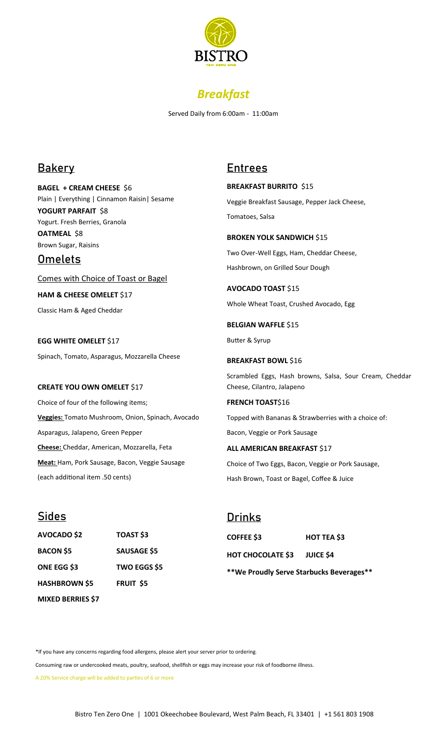# BISTRO

TEN ZERO ONE

## *Breakfast*

Served Daily from 6:00am - 11:00am

## Bakery

**BAGEL + CREAM CHEESE** $6
Plain | Everything | Cinnamon Raisin| Sesame

**YOGURT PARFAIT** $8
Yogurt. Fresh Berries, Granola

**OATMEAL** $8
Brown Sugar, Raisins

## Omelets

Comes with Choice of Toast or Bagel

**HAM & CHEESE OMELET** $17
Classic Ham & Aged Cheddar

**EGG WHITE OMELET** $17
Spinach, Tomato, Asparagus, Mozzarella Cheese

**CREATE YOU OWN OMELET** $17
Choice of four of the following items;
**Veggies:** Tomato Mushroom, Onion, Spinach, Avocado Asparagus, Jalapeno, Green Pepper
**Cheese:** Cheddar, American, Mozzarella, Feta
**Meat:** Ham, Pork Sausage, Bacon, Veggie Sausage
(each additional item .50 cents)

## Entrees

**BREAKFAST BURRITO** $15
Veggie Breakfast Sausage, Pepper Jack Cheese, Tomatoes, Salsa

**BROKEN YOLK SANDWICH** $15
Two Over-Well Eggs, Ham, Cheddar Cheese, Hashbrown, on Grilled Sour Dough

**AVOCADO TOAST** $15
Whole Wheat Toast, Crushed Avocado, Egg

**BELGIAN WAFFLE** $15
Butter & Syrup

**BREAKFAST BOWL** $16
Scrambled Eggs, Hash browns, Salsa, Sour Cream, Cheddar Cheese, Cilantro, Jalapeno

**FRENCH TOAST**$16
Topped with Bananas & Strawberries with a choice of: Bacon, Veggie or Pork Sausage

**ALL AMERICAN BREAKFAST** $17
Choice of Two Eggs, Bacon, Veggie or Pork Sausage, Hash Brown, Toast or Bagel, Coffee & Juice

## Sides

| | |
|---|---|
| **AVOCADO $2** | **TOAST $3** |
| **BACON $5** | **SAUSAGE $5** |
| **ONE EGG $3** | **TWO EGGS $5** |
| **HASHBROWN $5** | **FRUIT $5** |
| **MIXED BERRIES $7** | |

## Drinks

| | |
|---|---|
| **COFFEE $3** | **HOT TEA $3** |
| **HOT CHOCOLATE $3** | **JUICE $4** |

**\*\*We Proudly Serve Starbucks Beverages\*\***

*If you have any concerns regarding food allergens, please alert your server prior to ordering.

Consuming raw or undercooked meats, poultry, seafood, shellfish or eggs may increase your risk of foodborne illness.

A 20% Service charge will be added to parties of 6 or more

Bistro Ten Zero One | 1001 Okeechobee Boulevard, West Palm Beach, FL 33401 | +1 561 803 1908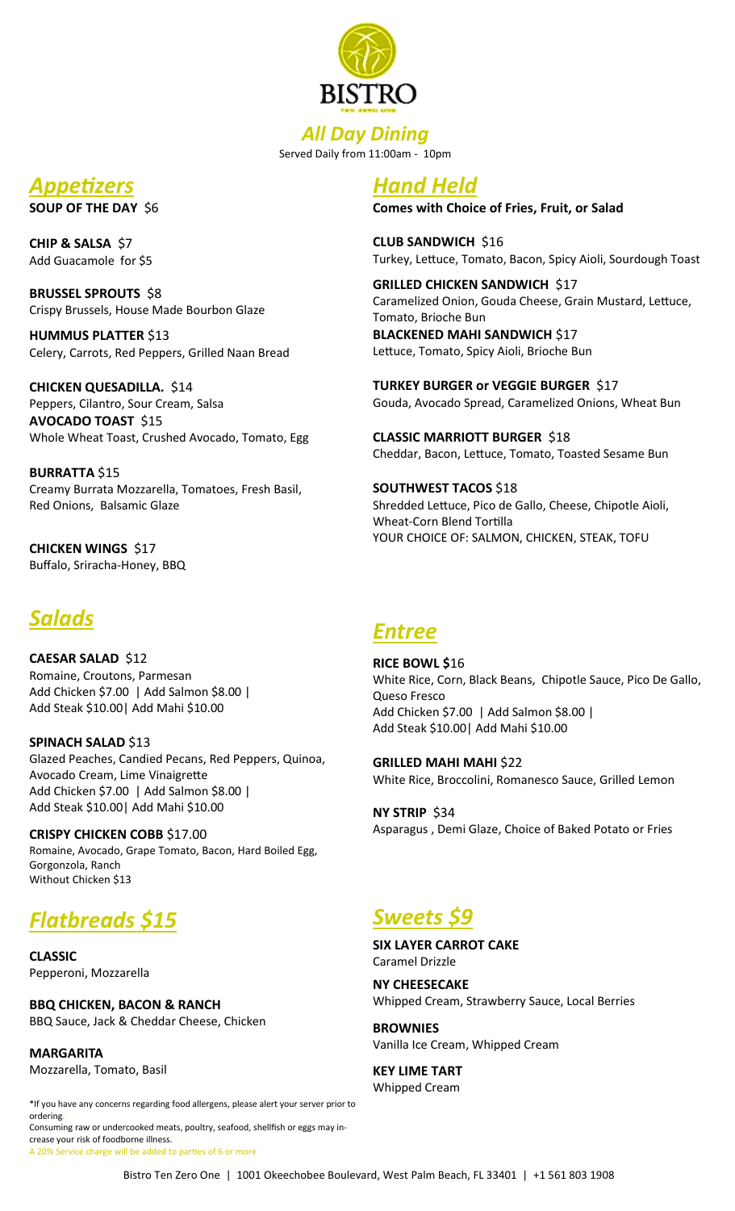# BISTRO

TEN ZERO ONE

## *All Day Dining*

Served Daily from 11:00am - 10pm

## *Appetizers*

**SOUP OF THE DAY** $6

**CHIP & SALSA** $7
Add Guacamole for $5

**BRUSSEL SPROUTS** $8
Crispy Brussels, House Made Bourbon Glaze

**HUMMUS PLATTER** $13
Celery, Carrots, Red Peppers, Grilled Naan Bread

**CHICKEN QUESADILLA.** $14
Peppers, Cilantro, Sour Cream, Salsa

**AVOCADO TOAST** $15
Whole Wheat Toast, Crushed Avocado, Tomato, Egg

**BURRATTA** $15
Creamy Burrata Mozzarella, Tomatoes, Fresh Basil, Red Onions, Balsamic Glaze

**CHICKEN WINGS** $17
Buffalo, Sriracha-Honey, BBQ

## *Hand Held*

**Comes with Choice of Fries, Fruit, or Salad**

**CLUB SANDWICH** $16
Turkey, Lettuce, Tomato, Bacon, Spicy Aioli, Sourdough Toast

**GRILLED CHICKEN SANDWICH** $17
Caramelized Onion, Gouda Cheese, Grain Mustard, Lettuce, Tomato, Brioche Bun

**BLACKENED MAHI SANDWICH** $17
Lettuce, Tomato, Spicy Aioli, Brioche Bun

**TURKEY BURGER or VEGGIE BURGER** $17
Gouda, Avocado Spread, Caramelized Onions, Wheat Bun

**CLASSIC MARRIOTT BURGER** $18
Cheddar, Bacon, Lettuce, Tomato, Toasted Sesame Bun

**SOUTHWEST TACOS** $18
Shredded Lettuce, Pico de Gallo, Cheese, Chipotle Aioli, Wheat-Corn Blend Tortilla
YOUR CHOICE OF: SALMON, CHICKEN, STEAK, TOFU

## *Salads*

**CAESAR SALAD** $12
Romaine, Croutons, Parmesan
Add Chicken $7.00 | Add Salmon $8.00 | Add Steak $10.00| Add Mahi $10.00

**SPINACH SALAD** $13
Glazed Peaches, Candied Pecans, Red Peppers, Quinoa, Avocado Cream, Lime Vinaigrette
Add Chicken $7.00 | Add Salmon $8.00 | Add Steak $10.00| Add Mahi $10.00

**CRISPY CHICKEN COBB** $17.00
Romaine, Avocado, Grape Tomato, Bacon, Hard Boiled Egg, Gorgonzola, Ranch
Without Chicken $13

## *Entree*

**RICE BOWL $**16
White Rice, Corn, Black Beans, Chipotle Sauce, Pico De Gallo, Queso Fresco
Add Chicken $7.00 | Add Salmon $8.00 | Add Steak $10.00| Add Mahi $10.00

**GRILLED MAHI MAHI** $22
White Rice, Broccolini, Romanesco Sauce, Grilled Lemon

**NY STRIP** $34
Asparagus , Demi Glaze, Choice of Baked Potato or Fries

## *Flatbreads $15*

**CLASSIC**
Pepperoni, Mozzarella

**BBQ CHICKEN, BACON & RANCH**
BBQ Sauce, Jack & Cheddar Cheese, Chicken

**MARGARITA**
Mozzarella, Tomato, Basil

## *Sweets $9*

**SIX LAYER CARROT CAKE**
Caramel Drizzle

**NY CHEESECAKE**
Whipped Cream, Strawberry Sauce, Local Berries

**BROWNIES**
Vanilla Ice Cream, Whipped Cream

**KEY LIME TART**
Whipped Cream

*If you have any concerns regarding food allergens, please alert your server prior to ordering.
Consuming raw or undercooked meats, poultry, seafood, shellfish or eggs may increase your risk of foodborne illness.
A 20% Service charge will be added to parties of 6 or more

Bistro Ten Zero One | 1001 Okeechobee Boulevard, West Palm Beach, FL 33401 | +1 561 803 1908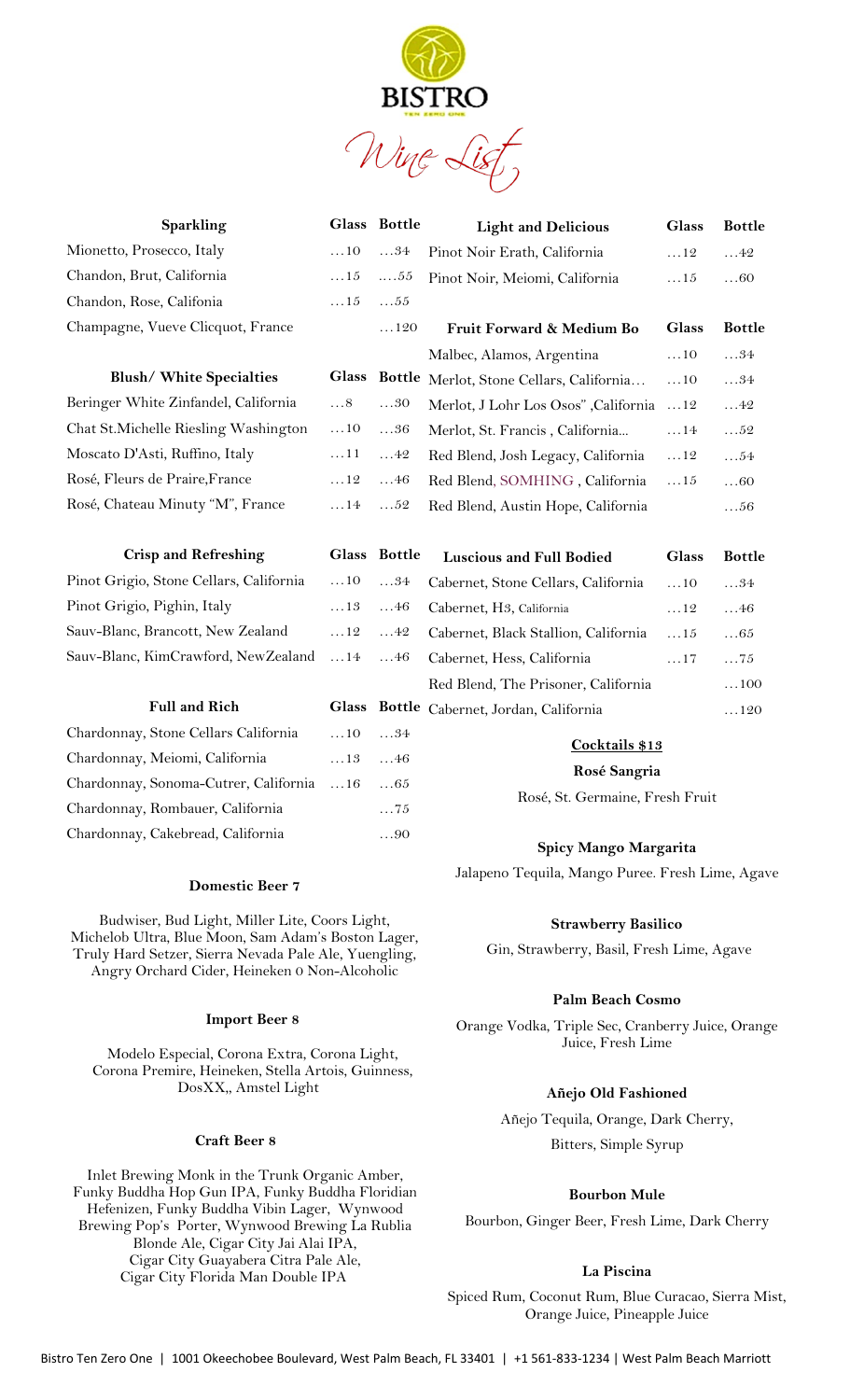# BISTRO

TEN ZERO ONE

## Wine List

### Sparkling

| Sparkling | Glass | Bottle |
|---|---|---|
| Mionetto, Prosecco, Italy | …10 | …34 |
| Chandon, Brut, California | …15 | ….55 |
| Chandon, Rose, Califonia | …15 | …55 |
| Champagne, Vueve Clicquot, France | | …120 |

### Blush/ White Specialties

| Blush/ White Specialties | Glass | Bottle |
|---|---|---|
| Beringer White Zinfandel, California | …8 | …30 |
| Chat St.Michelle Riesling Washington | …10 | …36 |
| Moscato D'Asti, Ruffino, Italy | …11 | …42 |
| Rosé, Fleurs de Praire,France | …12 | …46 |
| Rosé, Chateau Minuty "M", France | …14 | …52 |

### Crisp and Refreshing

| Crisp and Refreshing | Glass | Bottle |
|---|---|---|
| Pinot Grigio, Stone Cellars, California | …10 | …34 |
| Pinot Grigio, Pighin, Italy | …13 | …46 |
| Sauv-Blanc, Brancott, New Zealand | …12 | …42 |
| Sauv-Blanc, KimCrawford, NewZealand | …14 | …46 |

### Full and Rich

| Full and Rich | Glass | Bottle |
|---|---|---|
| Chardonnay, Stone Cellars California | …10 | …34 |
| Chardonnay, Meiomi, California | …13 | …46 |
| Chardonnay, Sonoma-Cutrer, California | …16 | …65 |
| Chardonnay, Rombauer, California | | …75 |
| Chardonnay, Cakebread, California | | …90 |

### Light and Delicious

| Light and Delicious | Glass | Bottle |
|---|---|---|
| Pinot Noir Erath, California | …12 | …42 |
| Pinot Noir, Meiomi, California | …15 | …60 |

### Fruit Forward & Medium Bo

| Fruit Forward & Medium Bo | Glass | Bottle |
|---|---|---|
| Malbec, Alamos, Argentina | …10 | …34 |
| Merlot, Stone Cellars, California… | …10 | …34 |
| Merlot, J Lohr Los Osos" ,California | …12 | …42 |
| Merlot, St. Francis , California… | …14 | …52 |
| Red Blend, Josh Legacy, California | …12 | …54 |
| Red Blend, SOMHING , California | …15 | …60 |
| Red Blend, Austin Hope, California | | …56 |

### Luscious and Full Bodied

| Luscious and Full Bodied | Glass | Bottle |
|---|---|---|
| Cabernet, Stone Cellars, California | …10 | …34 |
| Cabernet, H3, California | …12 | …46 |
| Cabernet, Black Stallion, California | …15 | …65 |
| Cabernet, Hess, California | …17 | …75 |
| Red Blend, The Prisoner, California | | …100 |
| Cabernet, Jordan, California | | …120 |

### Domestic Beer 7

Budwiser, Bud Light, Miller Lite, Coors Light, Michelob Ultra, Blue Moon, Sam Adam's Boston Lager, Truly Hard Setzer, Sierra Nevada Pale Ale, Yuengling, Angry Orchard Cider, Heineken 0 Non-Alcoholic

### Import Beer 8

Modelo Especial, Corona Extra, Corona Light, Corona Premire, Heineken, Stella Artois, Guinness, DosXX,, Amstel Light

### Craft Beer 8

Inlet Brewing Monk in the Trunk Organic Amber, Funky Buddha Hop Gun IPA, Funky Buddha Floridian Hefenizen, Funky Buddha Vibin Lager, Wynwood Brewing Pop's Porter, Wynwood Brewing La Rublia Blonde Ale, Cigar City Jai Alai IPA, Cigar City Guayabera Citra Pale Ale, Cigar City Florida Man Double IPA

### Cocktails $13

**Rosé Sangria**

Rosé, St. Germaine, Fresh Fruit

**Spicy Mango Margarita**

Jalapeno Tequila, Mango Puree. Fresh Lime, Agave

**Strawberry Basilico**

Gin, Strawberry, Basil, Fresh Lime, Agave

**Palm Beach Cosmo**

Orange Vodka, Triple Sec, Cranberry Juice, Orange Juice, Fresh Lime

**Añejo Old Fashioned**

Añejo Tequila, Orange, Dark Cherry, Bitters, Simple Syrup

**Bourbon Mule**

Bourbon, Ginger Beer, Fresh Lime, Dark Cherry

**La Piscina**

Spiced Rum, Coconut Rum, Blue Curacao, Sierra Mist, Orange Juice, Pineapple Juice

Bistro Ten Zero One | 1001 Okeechobee Boulevard, West Palm Beach, FL 33401 | +1 561-833-1234 | West Palm Beach Marriott